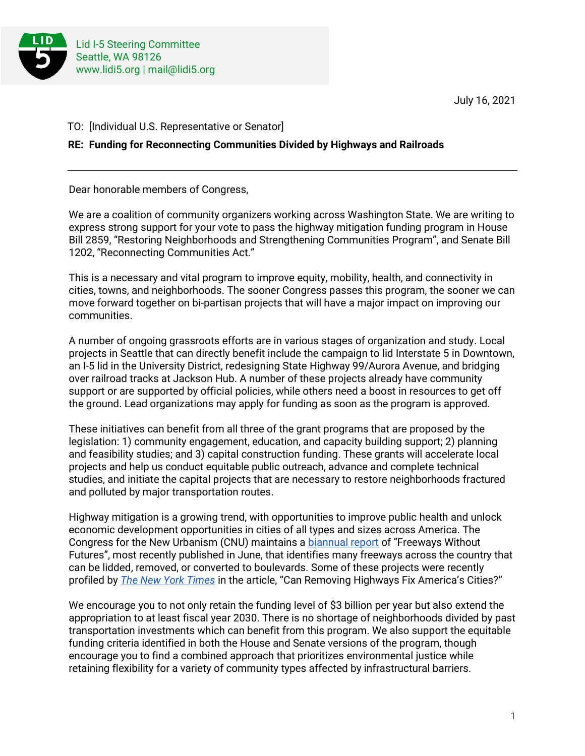Lid I-5 Steering Committee
Seattle, WA 98126
www.lidi5.org | mail@lidi5.org

July 16, 2021

TO: [Individual U.S. Representative or Senator]

**RE: Funding for Reconnecting Communities Divided by Highways and Railroads**

---

Dear honorable members of Congress,

We are a coalition of community organizers working across Washington State. We are writing to express strong support for your vote to pass the highway mitigation funding program in House Bill 2859, "Restoring Neighborhoods and Strengthening Communities Program", and Senate Bill 1202, "Reconnecting Communities Act."

This is a necessary and vital program to improve equity, mobility, health, and connectivity in cities, towns, and neighborhoods. The sooner Congress passes this program, the sooner we can move forward together on bi-partisan projects that will have a major impact on improving our communities.

A number of ongoing grassroots efforts are in various stages of organization and study. Local projects in Seattle that can directly benefit include the campaign to lid Interstate 5 in Downtown, an I-5 lid in the University District, redesigning State Highway 99/Aurora Avenue, and bridging over railroad tracks at Jackson Hub. A number of these projects already have community support or are supported by official policies, while others need a boost in resources to get off the ground. Lead organizations may apply for funding as soon as the program is approved.

These initiatives can benefit from all three of the grant programs that are proposed by the legislation: 1) community engagement, education, and capacity building support; 2) planning and feasibility studies; and 3) capital construction funding. These grants will accelerate local projects and help us conduct equitable public outreach, advance and complete technical studies, and initiate the capital projects that are necessary to restore neighborhoods fractured and polluted by major transportation routes.

Highway mitigation is a growing trend, with opportunities to improve public health and unlock economic development opportunities in cities of all types and sizes across America. The Congress for the New Urbanism (CNU) maintains a biannual report of "Freeways Without Futures", most recently published in June, that identifies many freeways across the country that can be lidded, removed, or converted to boulevards. Some of these projects were recently profiled by *The New York Times* in the article, "Can Removing Highways Fix America's Cities?"

We encourage you to not only retain the funding level of $3 billion per year but also extend the appropriation to at least fiscal year 2030. There is no shortage of neighborhoods divided by past transportation investments which can benefit from this program. We also support the equitable funding criteria identified in both the House and Senate versions of the program, though encourage you to find a combined approach that prioritizes environmental justice while retaining flexibility for a variety of community types affected by infrastructural barriers.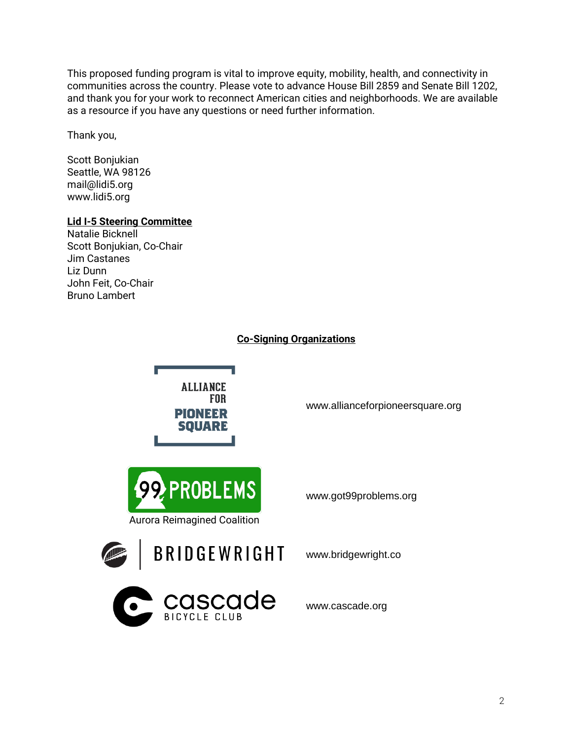This proposed funding program is vital to improve equity, mobility, health, and connectivity in communities across the country. Please vote to advance House Bill 2859 and Senate Bill 1202, and thank you for your work to reconnect American cities and neighborhoods. We are available as a resource if you have any questions or need further information.

Thank you,

Scott Bonjukian
Seattle, WA 98126
mail@lidi5.org
www.lidi5.org

**Lid I-5 Steering Committee**
Natalie Bicknell
Scott Bonjukian, Co-Chair
Jim Castanes
Liz Dunn
John Feit, Co-Chair
Bruno Lambert

**Co-Signing Organizations**

ALLIANCE FOR PIONEER SQUARE — www.allianceforpioneersquare.org

99 PROBLEMS
Aurora Reimagined Coalition — www.got99problems.org

BRIDGEWRIGHT — www.bridgewright.co

cascade BICYCLE CLUB — www.cascade.org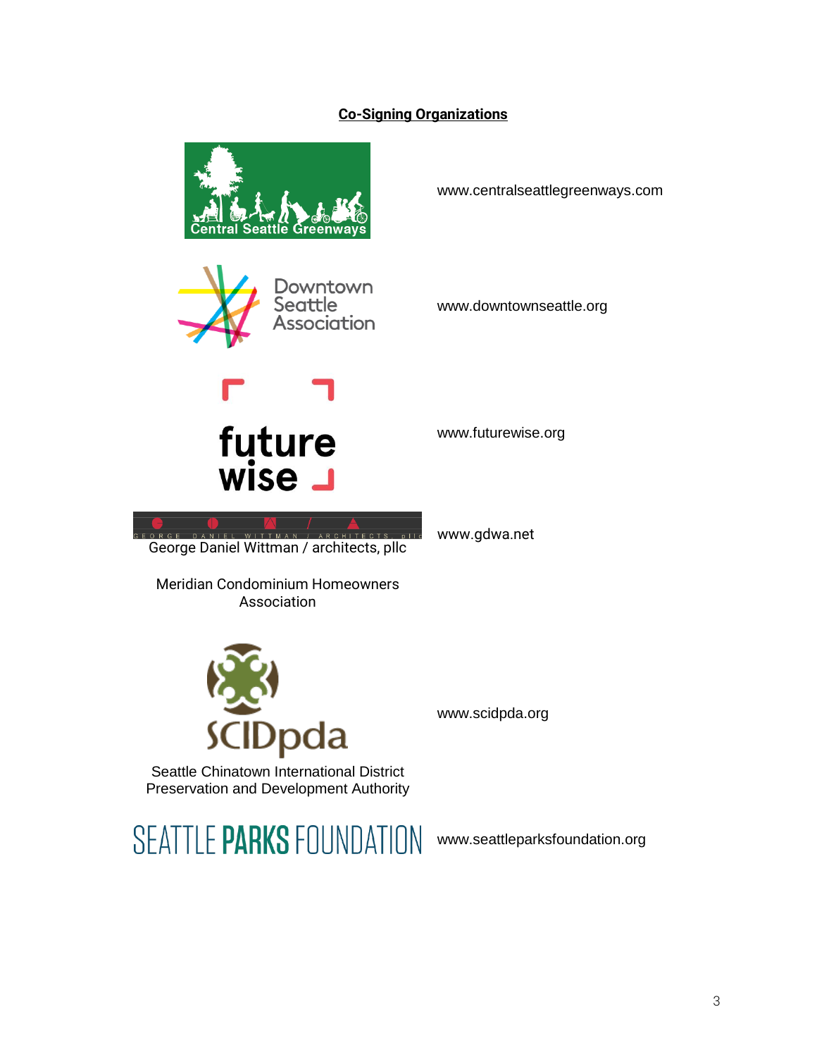**Co-Signing Organizations**

Central Seattle Greenways — www.centralseattlegreenways.com

Downtown Seattle Association — www.downtownseattle.org

future wise — www.futurewise.org

George Daniel Wittman / architects, pllc — www.gdwa.net

Meridian Condominium Homeowners Association

SCIDpda
Seattle Chinatown International District Preservation and Development Authority — www.scidpda.org

SEATTLE PARKS FOUNDATION — www.seattleparksfoundation.org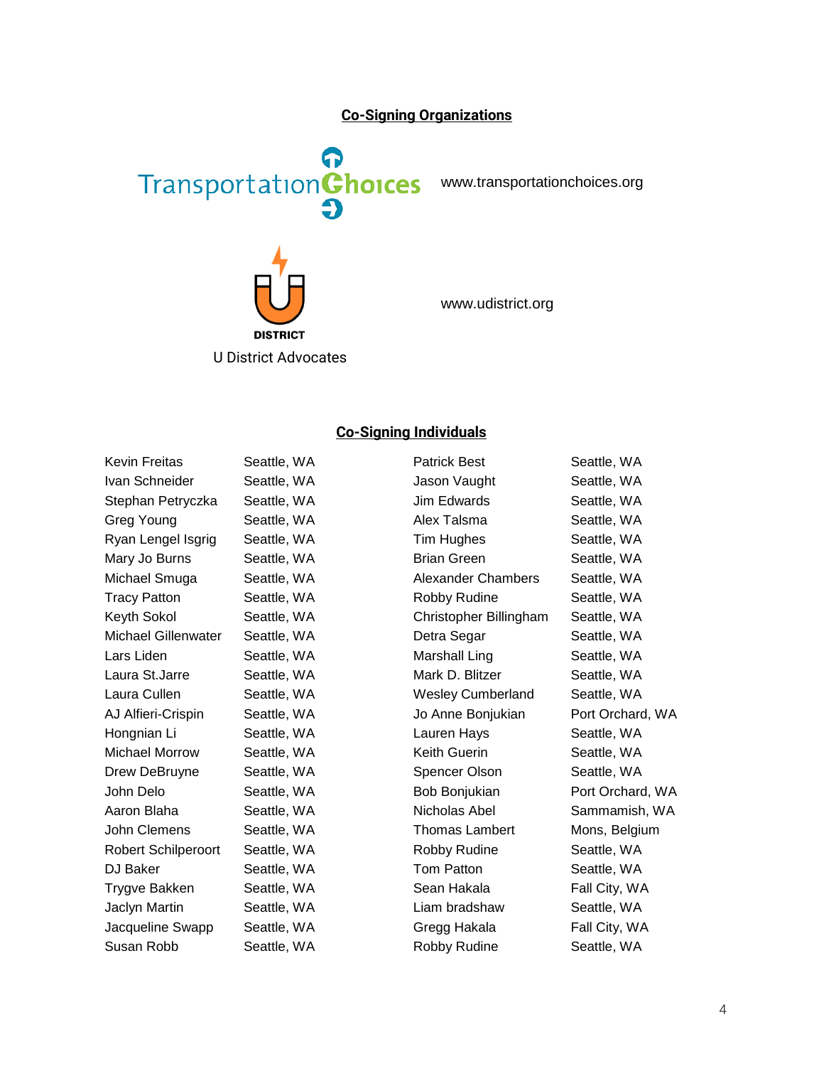## Co-Signing Organizations

Transportation Choices — www.transportationchoices.org

U District Advocates — www.udistrict.org

## Co-Signing Individuals

| Name | Location |
|---|---|
| Kevin Freitas | Seattle, WA |
| Ivan Schneider | Seattle, WA |
| Stephan Petryczka | Seattle, WA |
| Greg Young | Seattle, WA |
| Ryan Lengel Isgrig | Seattle, WA |
| Mary Jo Burns | Seattle, WA |
| Michael Smuga | Seattle, WA |
| Tracy Patton | Seattle, WA |
| Keyth Sokol | Seattle, WA |
| Michael Gillenwater | Seattle, WA |
| Lars Liden | Seattle, WA |
| Laura St.Jarre | Seattle, WA |
| Laura Cullen | Seattle, WA |
| AJ Alfieri-Crispin | Seattle, WA |
| Hongnian Li | Seattle, WA |
| Michael Morrow | Seattle, WA |
| Drew DeBruyne | Seattle, WA |
| John Delo | Seattle, WA |
| Aaron Blaha | Seattle, WA |
| John Clemens | Seattle, WA |
| Robert Schilperoort | Seattle, WA |
| DJ Baker | Seattle, WA |
| Trygve Bakken | Seattle, WA |
| Jaclyn Martin | Seattle, WA |
| Jacqueline Swapp | Seattle, WA |
| Susan Robb | Seattle, WA |
| Patrick Best | Seattle, WA |
| Jason Vaught | Seattle, WA |
| Jim Edwards | Seattle, WA |
| Alex Talsma | Seattle, WA |
| Tim Hughes | Seattle, WA |
| Brian Green | Seattle, WA |
| Alexander Chambers | Seattle, WA |
| Robby Rudine | Seattle, WA |
| Christopher Billingham | Seattle, WA |
| Detra Segar | Seattle, WA |
| Marshall Ling | Seattle, WA |
| Mark D. Blitzer | Seattle, WA |
| Wesley Cumberland | Seattle, WA |
| Jo Anne Bonjukian | Port Orchard, WA |
| Lauren Hays | Seattle, WA |
| Keith Guerin | Seattle, WA |
| Spencer Olson | Seattle, WA |
| Bob Bonjukian | Port Orchard, WA |
| Nicholas Abel | Sammamish, WA |
| Thomas Lambert | Mons, Belgium |
| Robby Rudine | Seattle, WA |
| Tom Patton | Seattle, WA |
| Sean Hakala | Fall City, WA |
| Liam bradshaw | Seattle, WA |
| Gregg Hakala | Fall City, WA |
| Robby Rudine | Seattle, WA |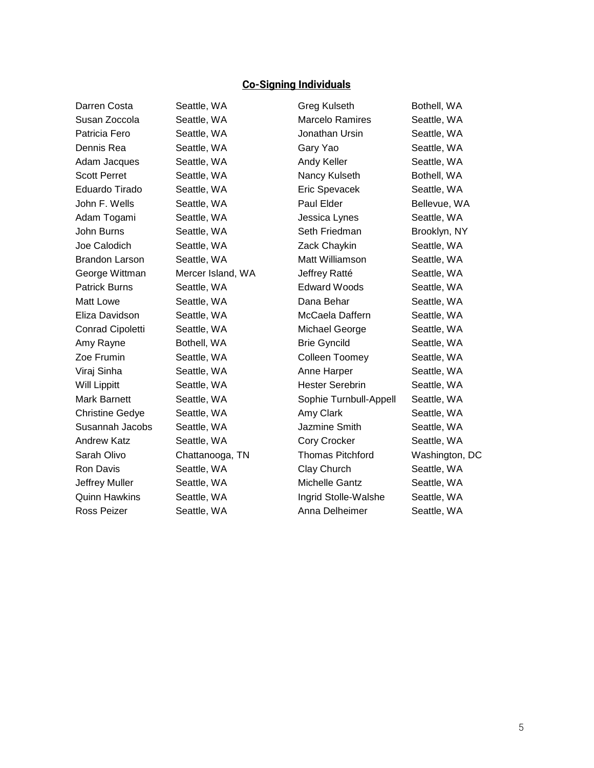**Co-Signing Individuals**

| | | | |
|---|---|---|---|
| Darren Costa | Seattle, WA | Greg Kulseth | Bothell, WA |
| Susan Zoccola | Seattle, WA | Marcelo Ramires | Seattle, WA |
| Patricia Fero | Seattle, WA | Jonathan Ursin | Seattle, WA |
| Dennis Rea | Seattle, WA | Gary Yao | Seattle, WA |
| Adam Jacques | Seattle, WA | Andy Keller | Seattle, WA |
| Scott Perret | Seattle, WA | Nancy Kulseth | Bothell, WA |
| Eduardo Tirado | Seattle, WA | Eric Spevacek | Seattle, WA |
| John F. Wells | Seattle, WA | Paul Elder | Bellevue, WA |
| Adam Togami | Seattle, WA | Jessica Lynes | Seattle, WA |
| John Burns | Seattle, WA | Seth Friedman | Brooklyn, NY |
| Joe Calodich | Seattle, WA | Zack Chaykin | Seattle, WA |
| Brandon Larson | Seattle, WA | Matt Williamson | Seattle, WA |
| George Wittman | Mercer Island, WA | Jeffrey Ratté | Seattle, WA |
| Patrick Burns | Seattle, WA | Edward Woods | Seattle, WA |
| Matt Lowe | Seattle, WA | Dana Behar | Seattle, WA |
| Eliza Davidson | Seattle, WA | McCaela Daffern | Seattle, WA |
| Conrad Cipoletti | Seattle, WA | Michael George | Seattle, WA |
| Amy Rayne | Bothell, WA | Brie Gyncild | Seattle, WA |
| Zoe Frumin | Seattle, WA | Colleen Toomey | Seattle, WA |
| Viraj Sinha | Seattle, WA | Anne Harper | Seattle, WA |
| Will Lippitt | Seattle, WA | Hester Serebrin | Seattle, WA |
| Mark Barnett | Seattle, WA | Sophie Turnbull-Appell | Seattle, WA |
| Christine Gedye | Seattle, WA | Amy Clark | Seattle, WA |
| Susannah Jacobs | Seattle, WA | Jazmine Smith | Seattle, WA |
| Andrew Katz | Seattle, WA | Cory Crocker | Seattle, WA |
| Sarah Olivo | Chattanooga, TN | Thomas Pitchford | Washington, DC |
| Ron Davis | Seattle, WA | Clay Church | Seattle, WA |
| Jeffrey Muller | Seattle, WA | Michelle Gantz | Seattle, WA |
| Quinn Hawkins | Seattle, WA | Ingrid Stolle-Walshe | Seattle, WA |
| Ross Peizer | Seattle, WA | Anna Delheimer | Seattle, WA |